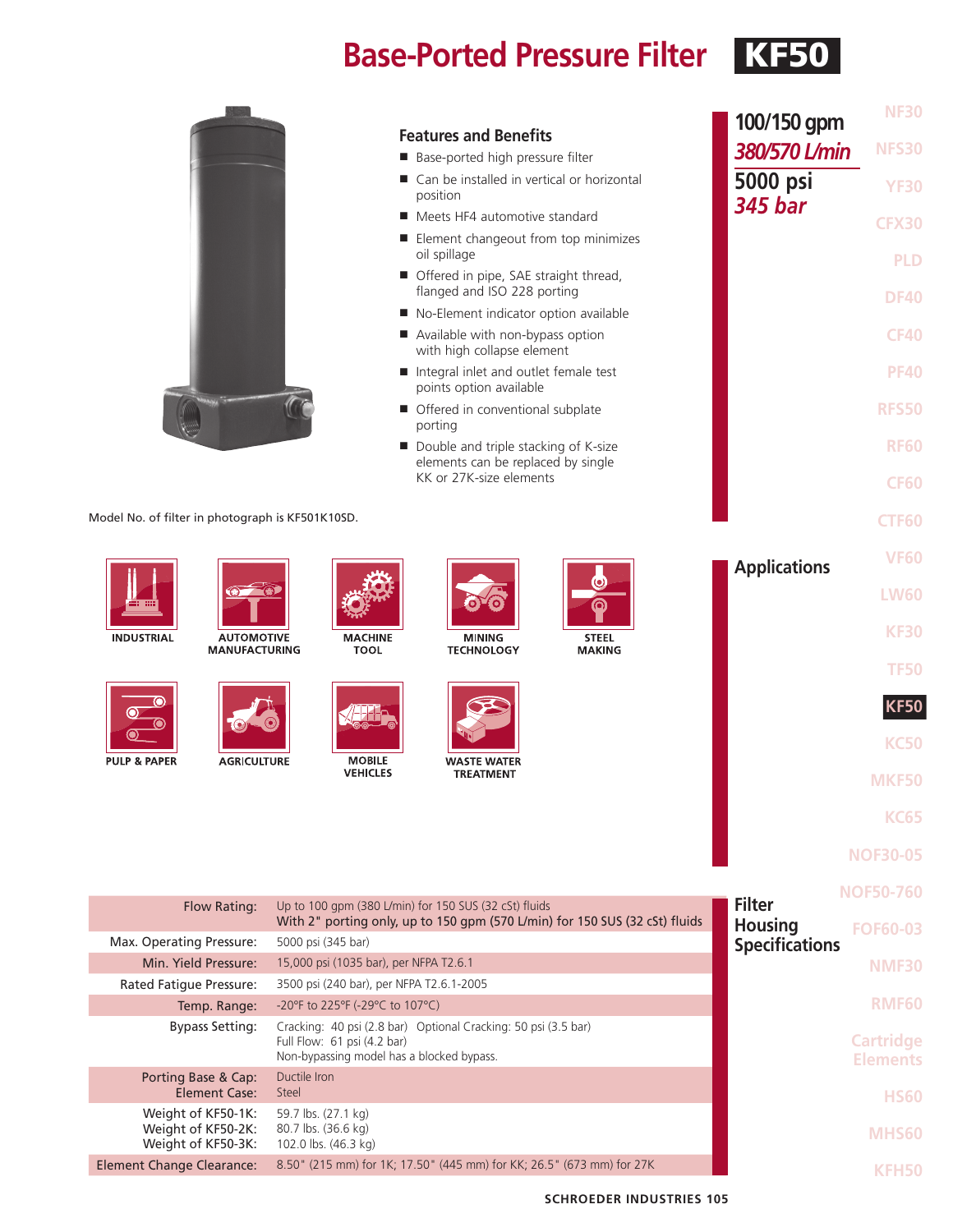# Base-Ported Pressure Filter KF50

**100/150 gpm**
*380/570 L/min*
**5000 psi**
*345 bar*

## Features and Benefits

- Base-ported high pressure filter
- Can be installed in vertical or horizontal position
- Meets HF4 automotive standard
- Element changeout from top minimizes oil spillage
- Offered in pipe, SAE straight thread, flanged and ISO 228 porting
- No-Element indicator option available
- Available with non-bypass option with high collapse element
- Integral inlet and outlet female test points option available
- Offered in conventional subplate porting
- Double and triple stacking of K-size elements can be replaced by single KK or 27K-size elements

Model No. of filter in photograph is KF501K10SD.

## Applications

INDUSTRIAL, AUTOMOTIVE MANUFACTURING, MACHINE TOOL, MINING TECHNOLOGY, STEEL MAKING, PULP & PAPER, AGRICULTURE, MOBILE VEHICLES, WASTE WATER TREATMENT

## Filter Housing Specifications

| | |
|---|---|
| Flow Rating: | Up to 100 gpm (380 L/min) for 150 SUS (32 cSt) fluids<br>With 2" porting only, up to 150 gpm (570 L/min) for 150 SUS (32 cSt) fluids |
| Max. Operating Pressure: | 5000 psi (345 bar) |
| Min. Yield Pressure: | 15,000 psi (1035 bar), per NFPA T2.6.1 |
| Rated Fatigue Pressure: | 3500 psi (240 bar), per NFPA T2.6.1-2005 |
| Temp. Range: | -20°F to 225°F (-29°C to 107°C) |
| Bypass Setting: | Cracking: 40 psi (2.8 bar) Optional Cracking: 50 psi (3.5 bar)<br>Full Flow: 61 psi (4.2 bar)<br>Non-bypassing model has a blocked bypass. |
| Porting Base & Cap:<br>Element Case: | Ductile Iron<br>Steel |
| Weight of KF50-1K:<br>Weight of KF50-2K:<br>Weight of KF50-3K: | 59.7 lbs. (27.1 kg)<br>80.7 lbs. (36.6 kg)<br>102.0 lbs. (46.3 kg) |
| Element Change Clearance: | 8.50" (215 mm) for 1K; 17.50" (445 mm) for KK; 26.5" (673 mm) for 27K |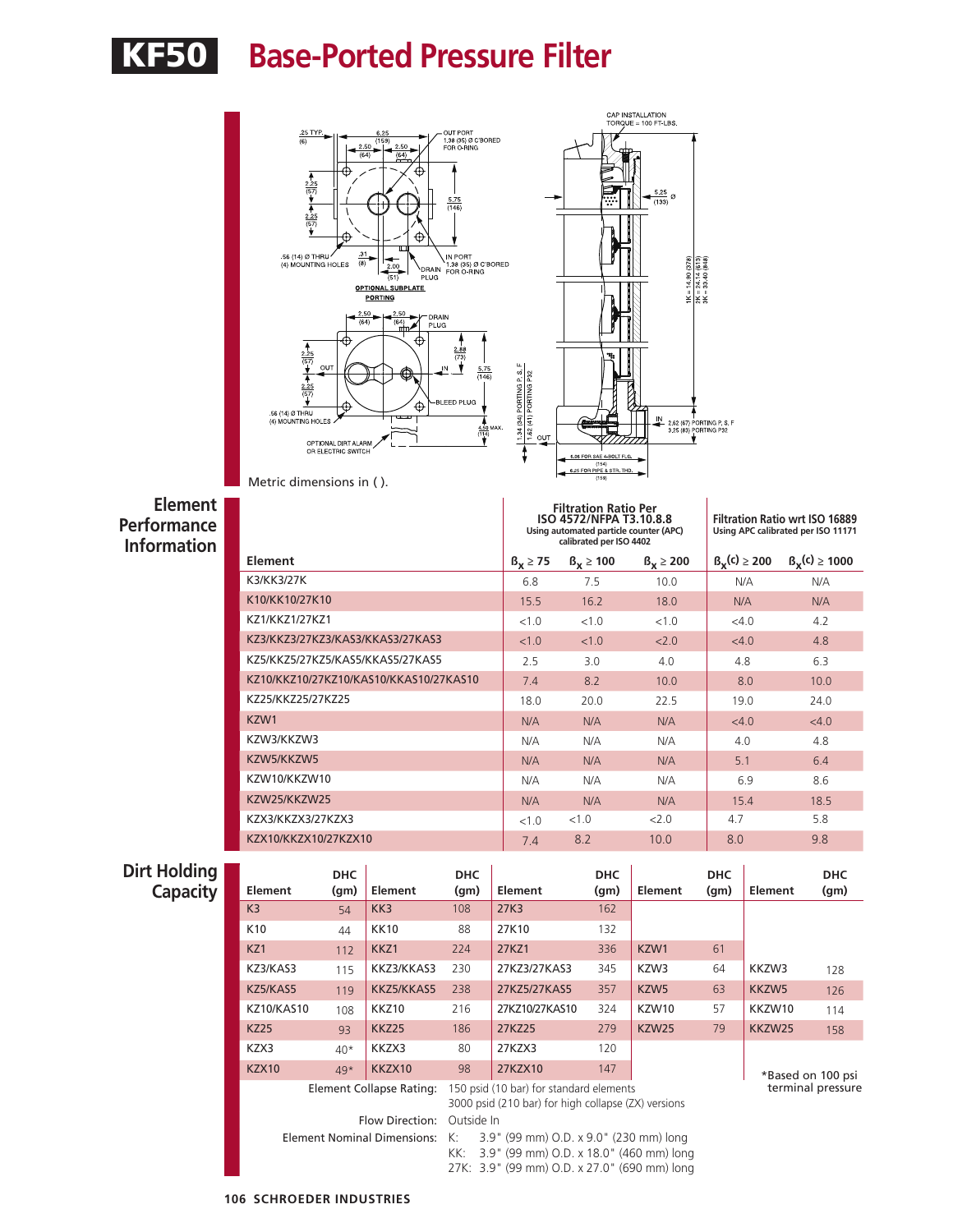# KF50 Base-Ported Pressure Filter

Metric dimensions in ( ).

## Element Performance Information

| Element | Filtration Ratio Per ISO 4572/NFPA T3.10.8.8 Using automated particle counter (APC) calibrated per ISO 4402 | | | Filtration Ratio wrt ISO 16889 Using APC calibrated per ISO 11171 | |
|---|---|---|---|---|---|
| | $\beta_x \geq 75$ | $\beta_x \geq 100$ | $\beta_x \geq 200$ | $\beta_x(c) \geq 200$ | $\beta_x(c) \geq 1000$ |
| K3/KK3/27K | 6.8 | 7.5 | 10.0 | N/A | N/A |
| K10/KK10/27K10 | 15.5 | 16.2 | 18.0 | N/A | N/A |
| KZ1/KKZ1/27KZ1 | <1.0 | <1.0 | <1.0 | <4.0 | 4.2 |
| KZ3/KKZ3/27KZ3/KAS3/KKAS3/27KAS3 | <1.0 | <1.0 | <2.0 | <4.0 | 4.8 |
| KZ5/KKZ5/27KZ5/KAS5/KKAS5/27KAS5 | 2.5 | 3.0 | 4.0 | 4.8 | 6.3 |
| KZ10/KKZ10/27KZ10/KAS10/KKAS10/27KAS10 | 7.4 | 8.2 | 10.0 | 8.0 | 10.0 |
| KZ25/KKZ25/27KZ25 | 18.0 | 20.0 | 22.5 | 19.0 | 24.0 |
| KZW1 | N/A | N/A | N/A | <4.0 | <4.0 |
| KZW3/KKZW3 | N/A | N/A | N/A | 4.0 | 4.8 |
| KZW5/KKZW5 | N/A | N/A | N/A | 5.1 | 6.4 |
| KZW10/KKZW10 | N/A | N/A | N/A | 6.9 | 8.6 |
| KZW25/KKZW25 | N/A | N/A | N/A | 15.4 | 18.5 |
| KZX3/KKZX3/27KZX3 | <1.0 | <1.0 | <2.0 | 4.7 | 5.8 |
| KZX10/KKZX10/27KZX10 | 7.4 | 8.2 | 10.0 | 8.0 | 9.8 |

## Dirt Holding Capacity

| Element | DHC (gm) | Element | DHC (gm) | Element | DHC (gm) | Element | DHC (gm) | Element | DHC (gm) |
|---|---|---|---|---|---|---|---|---|---|
| K3 | 54 | KK3 | 108 | 27K3 | 162 | | | | |
| K10 | 44 | KK10 | 88 | 27K10 | 132 | | | | |
| KZ1 | 112 | KKZ1 | 224 | 27KZ1 | 336 | KZW1 | 61 | | |
| KZ3/KAS3 | 115 | KKZ3/KKAS3 | 230 | 27KZ3/27KAS3 | 345 | KZW3 | 64 | KKZW3 | 128 |
| KZ5/KAS5 | 119 | KKZ5/KKAS5 | 238 | 27KZ5/27KAS5 | 357 | KZW5 | 63 | KKZW5 | 126 |
| KZ10/KAS10 | 108 | KKZ10 | 216 | 27KZ10/27KAS10 | 324 | KZW10 | 57 | KKZW10 | 114 |
| KZ25 | 93 | KKZ25 | 186 | 27KZ25 | 279 | KZW25 | 79 | KKZW25 | 158 |
| KZX3 | 40* | KKZX3 | 80 | 27KZX3 | 120 | | | | |
| KZX10 | 49* | KKZX10 | 98 | 27KZX10 | 147 | | | | |

*Based on 100 psi terminal pressure

**Element Collapse Rating:** 150 psid (10 bar) for standard elements
3000 psid (210 bar) for high collapse (ZX) versions

**Flow Direction:** Outside In

**Element Nominal Dimensions:**
- K: 3.9" (99 mm) O.D. x 9.0" (230 mm) long
- KK: 3.9" (99 mm) O.D. x 18.0" (460 mm) long
- 27K: 3.9" (99 mm) O.D. x 27.0" (690 mm) long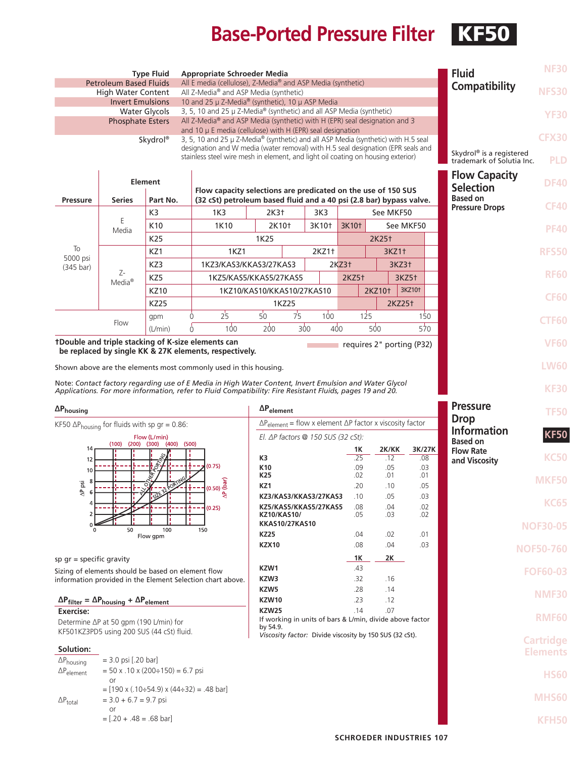# Base-Ported Pressure Filter KF50

## Fluid Compatibility

| Type Fluid | Appropriate Schroeder Media |
| --- | --- |
| Petroleum Based Fluids | All E media (cellulose), Z-Media® and ASP Media (synthetic) |
| High Water Content | All Z-Media® and ASP Media (synthetic) |
| Invert Emulsions | 10 and 25 μ Z-Media® (synthetic), 10 μ ASP Media |
| Water Glycols | 3, 5, 10 and 25 μ Z-Media® (synthetic) and all ASP Media (synthetic) |
| Phosphate Esters | All Z-Media® and ASP Media (synthetic) with H (EPR) seal designation and 3 and 10 μ E media (cellulose) with H (EPR) seal designation |
| Skydrol® | 3, 5, 10 and 25 μ Z-Media® (synthetic) and all ASP Media (synthetic) with H.5 seal designation and W media (water removal) with H.5 seal designation (EPR seals and stainless steel wire mesh in element, and light oil coating on housing exterior) |

Skydrol® is a registered trademark of Solutia Inc.

## Flow Capacity Selection Based on Pressure Drops

Flow capacity selections are predicated on the use of 150 SUS (32 cSt) petroleum based fluid and a 40 psi (2.8 bar) bypass valve.

| Pressure | Element Series | Part No. | Flow capacity selections |
| --- | --- | --- | --- |
| To 5000 psi (345 bar) | E Media | K3 | 1K3 / 2K3† / 3K3 / See MKF50 |
| | | K10 | 1K10 / 2K10† / 3K10† / 3K10† / See MKF50 |
| | | K25 | 1K25 / 2K25† |
| | Z-Media® | KZ1 | 1KZ1 / 2KZ1† / 3KZ1† |
| | | KZ3 | 1KZ3/KAS3/KKAS3/27KAS3 / 2KZ3† / 3KZ3† |
| | | KZ5 | 1KZ5/KAS5/KKAS5/27KAS5 / 2KZ5† / 3KZ5† |
| | | KZ10 | 1KZ10/KAS10/KKAS10/27KAS10 / 2KZ10† / 3KZ10† |
| | | KZ25 | 1KZ25 / 2KZ25† |
| | Flow | gpm | 0, 25, 50, 75, 100, 125, 150 |
| | | (L/min) | 0, 100, 200, 300, 400, 500, 570 |

**†Double and triple stacking of K-size elements can be replaced by single KK & 27K elements, respectively.**

(shaded) requires 2" porting (P32)

Shown above are the elements most commonly used in this housing.

Note: *Contact factory regarding use of E Media in High Water Content, Invert Emulsion and Water Glycol Applications. For more information, refer to Fluid Compatibility: Fire Resistant Fluids, pages 19 and 20.*

## Pressure Drop Information Based on Flow Rate and Viscosity

### $\Delta P_{housing}$

KF50 $\Delta P_{housing}$ for fluids with sp gr = 0.86:

Chart: ΔP psi (0–14) / ΔP (bar) (0.25, 0.50, 0.75) vs. Flow gpm (0–150) / Flow (L/min) (100–500); curves: ALL OTHER PORTING, SIZE 32 PORTING.

sp gr = specific gravity

Sizing of elements should be based on element flow information provided in the Element Selection chart above.

### $\Delta P_{element}$

$\Delta P_{element}$ = flow x element ΔP factor x viscosity factor

*El. ΔP factors @ 150 SUS (32 cSt):*

| | 1K | 2K/KK | 3K/27K |
| --- | --- | --- | --- |
| K3 | .25 | .12 | .08 |
| K10 | .09 | .05 | .03 |
| K25 | .02 | .01 | .01 |
| KZ1 | .20 | .10 | .05 |
| KZ3/KAS3/KKAS3/27KAS3 | .10 | .05 | .03 |
| KZ5/KAS5/KKAS5/27KAS5 | .08 | .04 | .02 |
| KZ10/KAS10/ KKAS10/27KAS10 | .05 | .03 | .02 |
| KZ25 | .04 | .02 | .01 |
| KZX10 | .08 | .04 | .03 |

| | 1K | 2K |
| --- | --- | --- |
| KZW1 | .43 | |
| KZW3 | .32 | .16 |
| KZW5 | .28 | .14 |
| KZW10 | .23 | .12 |
| KZW25 | .14 | .07 |

If working in units of bars & L/min, divide above factor by 54.9.

*Viscosity factor:* Divide viscosity by 150 SUS (32 cSt).

### $\Delta P_{filter} = \Delta P_{housing} + \Delta P_{element}$

**Exercise:**

Determine ΔP at 50 gpm (190 L/min) for KF501KZ3PD5 using 200 SUS (44 cSt) fluid.

**Solution:**

$\Delta P_{housing}$ = 3.0 psi [.20 bar]

$\Delta P_{element}$ = 50 x .10 x (200÷150) = 6.7 psi
or
= [190 x (.10÷54.9) x (44÷32) = .48 bar]

$\Delta P_{total}$ = 3.0 + 6.7 = 9.7 psi
or
= [.20 + .48 = .68 bar]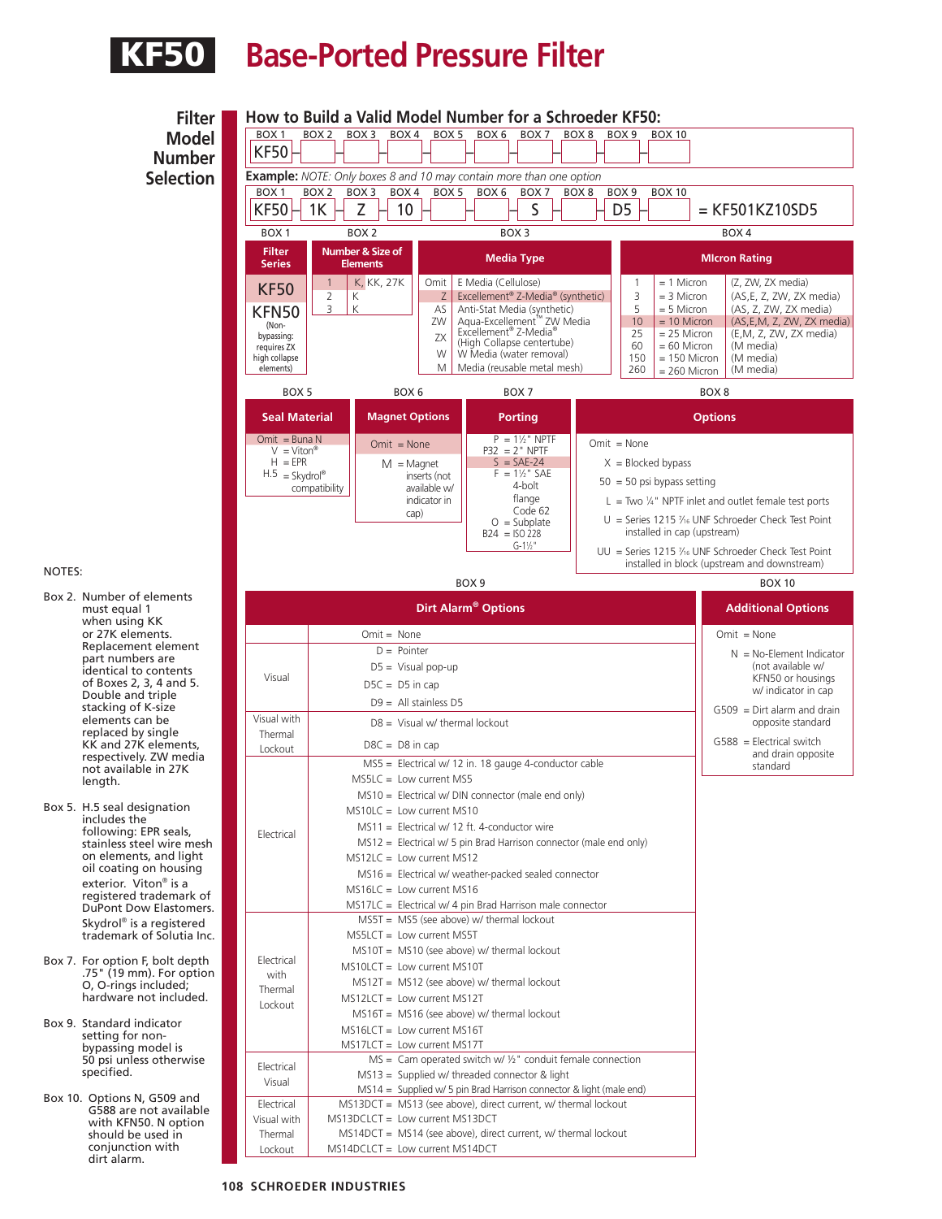# KF50 Base-Ported Pressure Filter

## Filter Model Number Selection

### How to Build a Valid Model Number for a Schroeder KF50:

| BOX 1 | BOX 2 | BOX 3 | BOX 4 | BOX 5 | BOX 6 | BOX 7 | BOX 8 | BOX 9 | BOX 10 |
|---|---|---|---|---|---|---|---|---|---|
| KF50 | | | | | | | | | |

**Example:** *NOTE: Only boxes 8 and 10 may contain more than one option*

| BOX 1 | BOX 2 | BOX 3 | BOX 4 | BOX 5 | BOX 6 | BOX 7 | BOX 8 | BOX 9 | BOX 10 | |
|---|---|---|---|---|---|---|---|---|---|---|
| KF50 | 1K | Z | 10 | | | S | | D5 | | = KF501KZ10SD5 |

**BOX 1 — Filter Series**

| |
|---|
| KF50 |
| KFN50 (Non-bypassing: requires ZX high collapse elements) |

**BOX 2 — Number & Size of Elements**

| | |
|---|---|
| 1 | K, KK, 27K |
| 2 | K |
| 3 | K |

**BOX 3 — Media Type**

| | |
|---|---|
| Omit | E Media (Cellulose) |
| Z | Excellement® Z-Media® (synthetic) |
| AS | Anti-Stat Media (synthetic) |
| ZW | Aqua-Excellement™ ZW Media |
| ZX | Excellement® Z-Media® (High Collapse centertube) |
| W | W Media (water removal) |
| M | Media (reusable metal mesh) |

**BOX 4 — Micron Rating**

| | | |
|---|---|---|
| 1 | = 1 Micron | (Z, ZW, ZX media) |
| 3 | = 3 Micron | (AS,E, Z, ZW, ZX media) |
| 5 | = 5 Micron | (AS, Z, ZW, ZX media) |
| 10 | = 10 Micron | (AS,E,M, Z, ZW, ZX media) |
| 25 | = 25 Micron | (E,M, Z, ZW, ZX media) |
| 60 | = 60 Micron | (M media) |
| 150 | = 150 Micron | (M media) |
| 260 | = 260 Micron | (M media) |

**BOX 5 — Seal Material**

- Omit = Buna N
- V = Viton®
- H = EPR
- H.5 = Skydrol® compatibility

**BOX 6 — Magnet Options**

- Omit = None
- M = Magnet inserts (not available w/ indicator in cap)

**BOX 7 — Porting**

- P = 1½" NPTF
- P32 = 2" NPTF
- S = SAE-24
- F = 1½" SAE 4-bolt flange Code 62
- O = Subplate
- B24 = ISO 228 G-1½"

**BOX 8 — Options**

- Omit = None
- X = Blocked bypass
- 50 = 50 psi bypass setting
- L = Two ¼" NPTF inlet and outlet female test ports
- U = Series 1215 ⁷⁄₁₆ UNF Schroeder Check Test Point installed in cap (upstream)
- UU = Series 1215 ⁷⁄₁₆ UNF Schroeder Check Test Point installed in block (upstream and downstream)

**BOX 9 — Dirt Alarm® Options**

| | |
|---|---|
| | Omit = None |
| Visual | D = Pointer |
| | D5 = Visual pop-up |
| | D5C = D5 in cap |
| | D9 = All stainless D5 |
| Visual with Thermal Lockout | D8 = Visual w/ thermal lockout |
| | D8C = D8 in cap |
| Electrical | MS5 = Electrical w/ 12 in. 18 gauge 4-conductor cable |
| | MS5LC = Low current MS5 |
| | MS10 = Electrical w/ DIN connector (male end only) |
| | MS10LC = Low current MS10 |
| | MS11 = Electrical w/ 12 ft. 4-conductor wire |
| | MS12 = Electrical w/ 5 pin Brad Harrison connector (male end only) |
| | MS12LC = Low current MS12 |
| | MS16 = Electrical w/ weather-packed sealed connector |
| | MS16LC = Low current MS16 |
| | MS17LC = Electrical w/ 4 pin Brad Harrison male connector |
| Electrical with Thermal Lockout | MS5T = MS5 (see above) w/ thermal lockout |
| | MS5LCT = Low current MS5T |
| | MS10T = MS10 (see above) w/ thermal lockout |
| | MS10LCT = Low current MS10T |
| | MS12T = MS12 (see above) w/ thermal lockout |
| | MS12LCT = Low current MS12T |
| | MS16T = MS16 (see above) w/ thermal lockout |
| | MS16LCT = Low current MS16T |
| | MS17LCT = Low current MS17T |
| Electrical Visual | MS = Cam operated switch w/ ½" conduit female connection |
| | MS13 = Supplied w/ threaded connector & light |
| | MS14 = Supplied w/ 5 pin Brad Harrison connector & light (male end) |
| Electrical Visual with Thermal Lockout | MS13DCT = MS13 (see above), direct current, w/ thermal lockout |
| | MS13DCLCT = Low current MS13DCT |
| | MS14DCT = MS14 (see above), direct current, w/ thermal lockout |
| | MS14DCLCT = Low current MS14DCT |

**BOX 10 — Additional Options**

- Omit = None
- N = No-Element Indicator (not available w/ KFN50 or housings w/ indicator in cap)
- G509 = Dirt alarm and drain opposite standard
- G588 = Electrical switch and drain opposite standard

NOTES:

Box 2. Number of elements must equal 1 when using KK or 27K elements. Replacement element part numbers are identical to contents of Boxes 2, 3, 4 and 5. Double and triple stacking of K-size elements can be replaced by single KK and 27K elements, respectively. ZW media not available in 27K length.

Box 5. H.5 seal designation includes the following: EPR seals, stainless steel wire mesh on elements, and light oil coating on housing exterior. Viton® is a registered trademark of DuPont Dow Elastomers. Skydrol® is a registered trademark of Solutia Inc.

Box 7. For option F, bolt depth .75" (19 mm). For option O, O-rings included; hardware not included.

Box 9. Standard indicator setting for non-bypassing model is 50 psi unless otherwise specified.

Box 10. Options N, G509 and G588 are not available with KFN50. N option should be used in conjunction with dirt alarm.